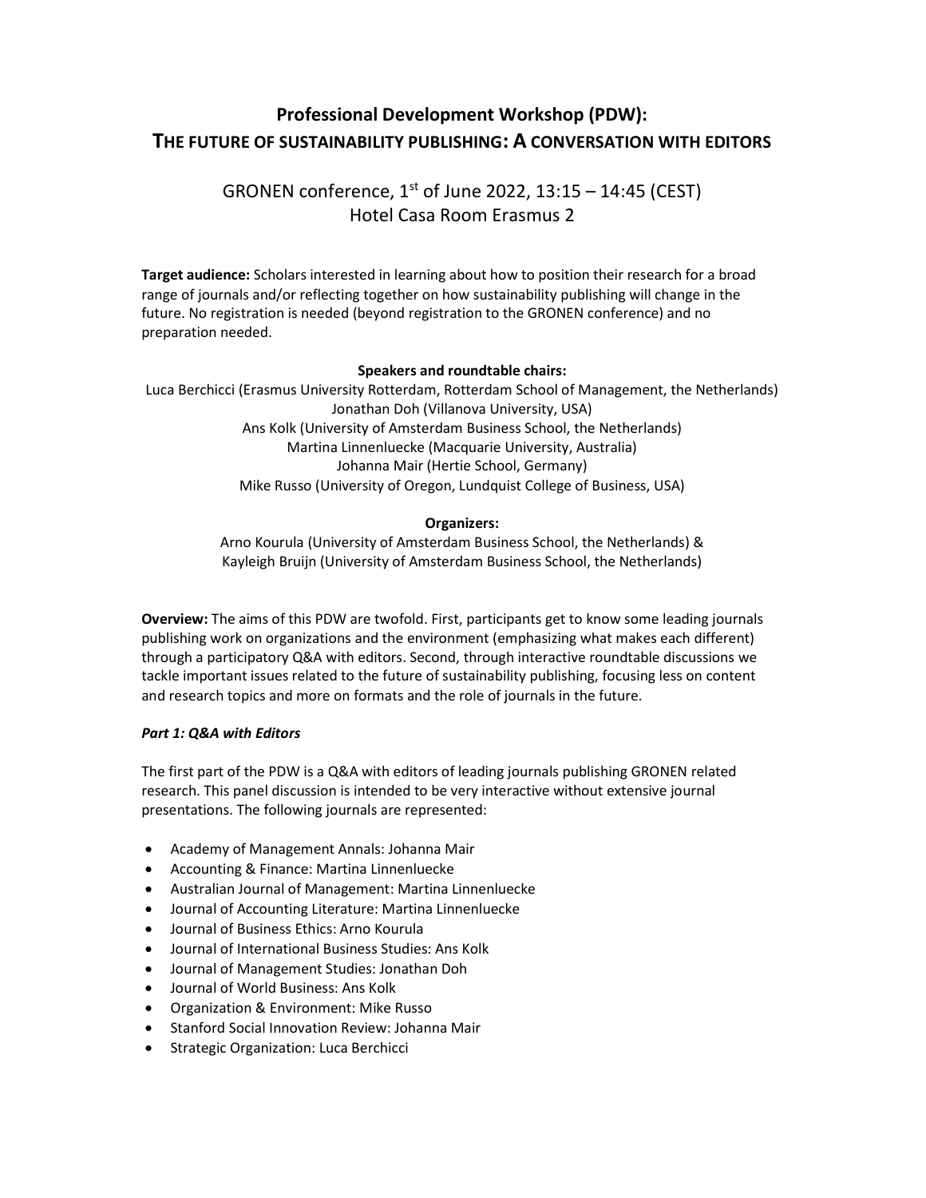# Professional Development Workshop (PDW): THE FUTURE OF SUSTAINABILITY PUBLISHING: A CONVERSATION WITH EDITORS

GRONEN conference, 1st of June 2022, 13:15 – 14:45 (CEST)
Hotel Casa Room Erasmus 2

**Target audience:** Scholars interested in learning about how to position their research for a broad range of journals and/or reflecting together on how sustainability publishing will change in the future. No registration is needed (beyond registration to the GRONEN conference) and no preparation needed.

**Speakers and roundtable chairs:**

Luca Berchicci (Erasmus University Rotterdam, Rotterdam School of Management, the Netherlands)
Jonathan Doh (Villanova University, USA)
Ans Kolk (University of Amsterdam Business School, the Netherlands)
Martina Linnenluecke (Macquarie University, Australia)
Johanna Mair (Hertie School, Germany)
Mike Russo (University of Oregon, Lundquist College of Business, USA)

**Organizers:**

Arno Kourula (University of Amsterdam Business School, the Netherlands) &
Kayleigh Bruijn (University of Amsterdam Business School, the Netherlands)

**Overview:** The aims of this PDW are twofold. First, participants get to know some leading journals publishing work on organizations and the environment (emphasizing what makes each different) through a participatory Q&A with editors. Second, through interactive roundtable discussions we tackle important issues related to the future of sustainability publishing, focusing less on content and research topics and more on formats and the role of journals in the future.

***Part 1: Q&A with Editors***

The first part of the PDW is a Q&A with editors of leading journals publishing GRONEN related research. This panel discussion is intended to be very interactive without extensive journal presentations. The following journals are represented:

- Academy of Management Annals: Johanna Mair
- Accounting & Finance: Martina Linnenluecke
- Australian Journal of Management: Martina Linnenluecke
- Journal of Accounting Literature: Martina Linnenluecke
- Journal of Business Ethics: Arno Kourula
- Journal of International Business Studies: Ans Kolk
- Journal of Management Studies: Jonathan Doh
- Journal of World Business: Ans Kolk
- Organization & Environment: Mike Russo
- Stanford Social Innovation Review: Johanna Mair
- Strategic Organization: Luca Berchicci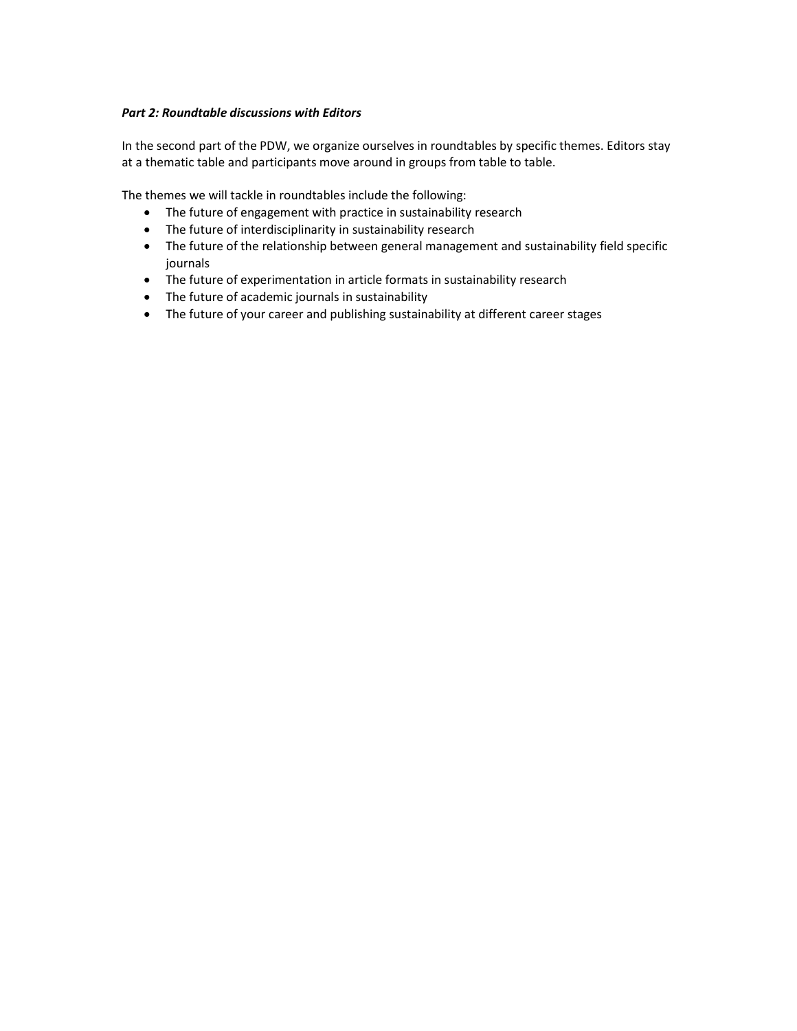***Part 2: Roundtable discussions with Editors***

In the second part of the PDW, we organize ourselves in roundtables by specific themes. Editors stay at a thematic table and participants move around in groups from table to table.

The themes we will tackle in roundtables include the following:

- The future of engagement with practice in sustainability research
- The future of interdisciplinarity in sustainability research
- The future of the relationship between general management and sustainability field specific journals
- The future of experimentation in article formats in sustainability research
- The future of academic journals in sustainability
- The future of your career and publishing sustainability at different career stages